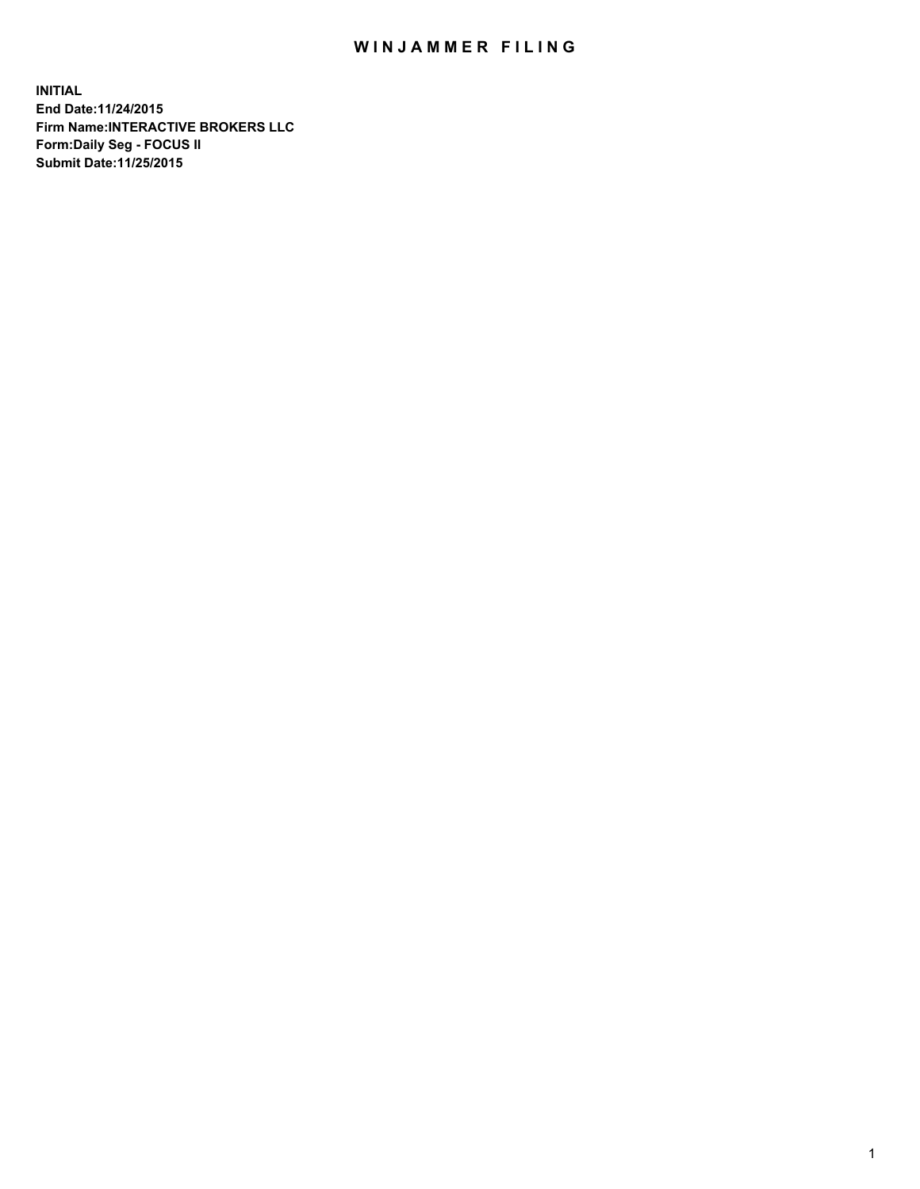# WINJAMMER FILING

**INITIAL**
**End Date:11/24/2015**
**Firm Name:INTERACTIVE BROKERS LLC**
**Form:Daily Seg - FOCUS II**
**Submit Date:11/25/2015**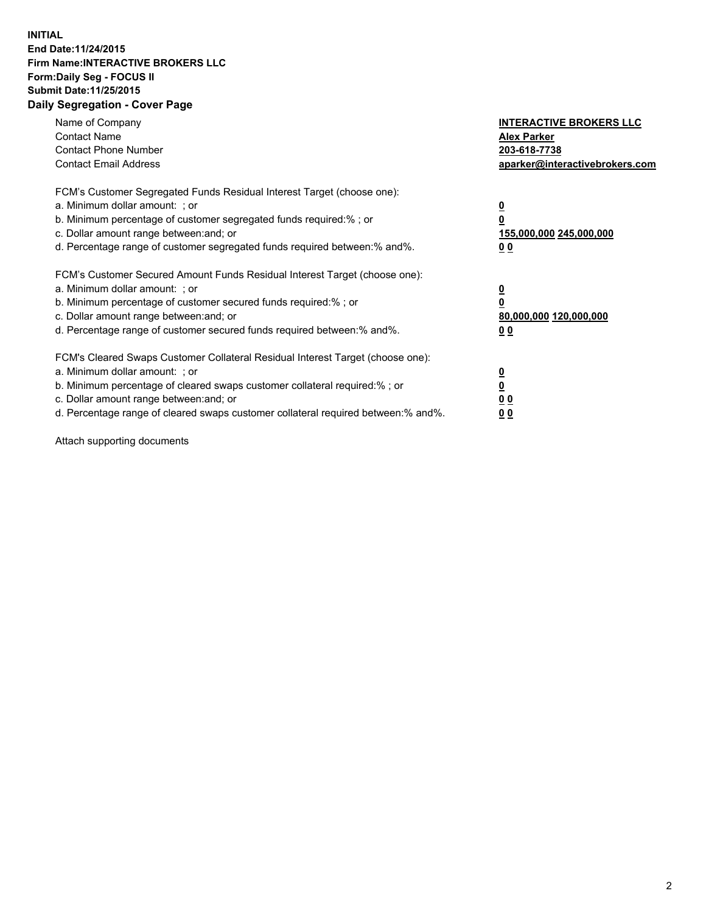**INITIAL**
**End Date:11/24/2015**
**Firm Name:INTERACTIVE BROKERS LLC**
**Form:Daily Seg - FOCUS II**
**Submit Date:11/25/2015**

## Daily Segregation - Cover Page

| | |
|---|---|
| Name of Company | **INTERACTIVE BROKERS LLC** |
| Contact Name | **Alex Parker** |
| Contact Phone Number | **203-618-7738** |
| Contact Email Address | **aparker@interactivebrokers.com** |

FCM's Customer Segregated Funds Residual Interest Target (choose one):

| | |
|---|---|
| a. Minimum dollar amount: ; or | **0** |
| b. Minimum percentage of customer segregated funds required:% ; or | **0** |
| c. Dollar amount range between:and; or | **155,000,000 245,000,000** |
| d. Percentage range of customer segregated funds required between:% and%. | **0 0** |

FCM's Customer Secured Amount Funds Residual Interest Target (choose one):

| | |
|---|---|
| a. Minimum dollar amount: ; or | **0** |
| b. Minimum percentage of customer secured funds required:% ; or | **0** |
| c. Dollar amount range between:and; or | **80,000,000 120,000,000** |
| d. Percentage range of customer secured funds required between:% and%. | **0 0** |

FCM's Cleared Swaps Customer Collateral Residual Interest Target (choose one):

| | |
|---|---|
| a. Minimum dollar amount: ; or | **0** |
| b. Minimum percentage of cleared swaps customer collateral required:% ; or | **0** |
| c. Dollar amount range between:and; or | **0 0** |
| d. Percentage range of cleared swaps customer collateral required between:% and%. | **0 0** |

Attach supporting documents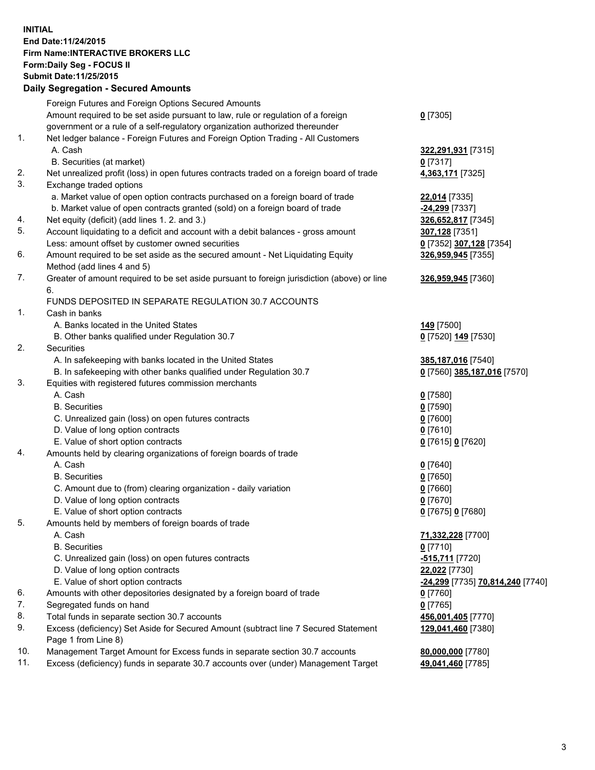**INITIAL**
**End Date:11/24/2015**
**Firm Name:INTERACTIVE BROKERS LLC**
**Form:Daily Seg - FOCUS II**
**Submit Date:11/25/2015**

### Daily Segregation - Secured Amounts

| | | |
|---|---|---|
| | Foreign Futures and Foreign Options Secured Amounts | |
| | Amount required to be set aside pursuant to law, rule or regulation of a foreign government or a rule of a self-regulatory organization authorized thereunder | **0** [7305] |
| 1. | Net ledger balance - Foreign Futures and Foreign Option Trading - All Customers | |
| | A. Cash | **322,291,931** [7315] |
| | B. Securities (at market) | **0** [7317] |
| 2. | Net unrealized profit (loss) in open futures contracts traded on a foreign board of trade | **4,363,171** [7325] |
| 3. | Exchange traded options | |
| | a. Market value of open option contracts purchased on a foreign board of trade | **22,014** [7335] |
| | b. Market value of open contracts granted (sold) on a foreign board of trade | **-24,299** [7337] |
| 4. | Net equity (deficit) (add lines 1. 2. and 3.) | **326,652,817** [7345] |
| 5. | Account liquidating to a deficit and account with a debit balances - gross amount | **307,128** [7351] |
| | Less: amount offset by customer owned securities | **0** [7352] **307,128** [7354] |
| 6. | Amount required to be set aside as the secured amount - Net Liquidating Equity Method (add lines 4 and 5) | **326,959,945** [7355] |
| 7. | Greater of amount required to be set aside pursuant to foreign jurisdiction (above) or line 6. | **326,959,945** [7360] |
| | FUNDS DEPOSITED IN SEPARATE REGULATION 30.7 ACCOUNTS | |
| 1. | Cash in banks | |
| | A. Banks located in the United States | **149** [7500] |
| | B. Other banks qualified under Regulation 30.7 | **0** [7520] **149** [7530] |
| 2. | Securities | |
| | A. In safekeeping with banks located in the United States | **385,187,016** [7540] |
| | B. In safekeeping with other banks qualified under Regulation 30.7 | **0** [7560] **385,187,016** [7570] |
| 3. | Equities with registered futures commission merchants | |
| | A. Cash | **0** [7580] |
| | B. Securities | **0** [7590] |
| | C. Unrealized gain (loss) on open futures contracts | **0** [7600] |
| | D. Value of long option contracts | **0** [7610] |
| | E. Value of short option contracts | **0** [7615] **0** [7620] |
| 4. | Amounts held by clearing organizations of foreign boards of trade | |
| | A. Cash | **0** [7640] |
| | B. Securities | **0** [7650] |
| | C. Amount due to (from) clearing organization - daily variation | **0** [7660] |
| | D. Value of long option contracts | **0** [7670] |
| | E. Value of short option contracts | **0** [7675] **0** [7680] |
| 5. | Amounts held by members of foreign boards of trade | |
| | A. Cash | **71,332,228** [7700] |
| | B. Securities | **0** [7710] |
| | C. Unrealized gain (loss) on open futures contracts | **-515,711** [7720] |
| | D. Value of long option contracts | **22,022** [7730] |
| | E. Value of short option contracts | **-24,299** [7735] **70,814,240** [7740] |
| 6. | Amounts with other depositories designated by a foreign board of trade | **0** [7760] |
| 7. | Segregated funds on hand | **0** [7765] |
| 8. | Total funds in separate section 30.7 accounts | **456,001,405** [7770] |
| 9. | Excess (deficiency) Set Aside for Secured Amount (subtract line 7 Secured Statement Page 1 from Line 8) | **129,041,460** [7380] |
| 10. | Management Target Amount for Excess funds in separate section 30.7 accounts | **80,000,000** [7780] |
| 11. | Excess (deficiency) funds in separate 30.7 accounts over (under) Management Target | **49,041,460** [7785] |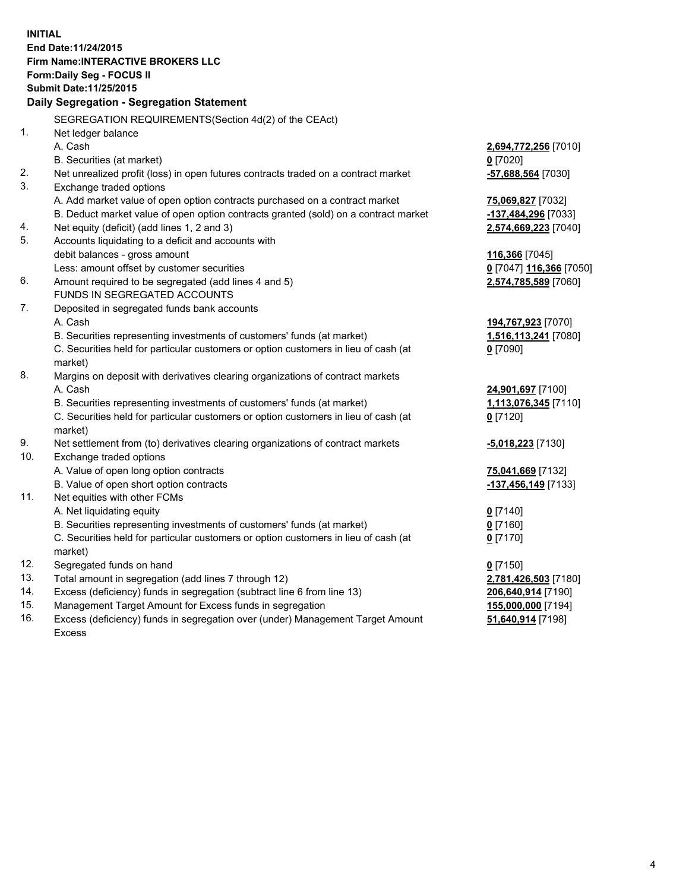**INITIAL**
**End Date:11/24/2015**
**Firm Name:INTERACTIVE BROKERS LLC**
**Form:Daily Seg - FOCUS II**
**Submit Date:11/25/2015**

## Daily Segregation - Segregation Statement

SEGREGATION REQUIREMENTS(Section 4d(2) of the CEAct)

| | | |
|---|---|---|
| 1. | Net ledger balance | |
| | A. Cash | 2,694,772,256 [7010] |
| | B. Securities (at market) | 0 [7020] |
| 2. | Net unrealized profit (loss) in open futures contracts traded on a contract market | -57,688,564 [7030] |
| 3. | Exchange traded options | |
| | A. Add market value of open option contracts purchased on a contract market | 75,069,827 [7032] |
| | B. Deduct market value of open option contracts granted (sold) on a contract market | -137,484,296 [7033] |
| 4. | Net equity (deficit) (add lines 1, 2 and 3) | 2,574,669,223 [7040] |
| 5. | Accounts liquidating to a deficit and accounts with | |
| | debit balances - gross amount | 116,366 [7045] |
| | Less: amount offset by customer securities | 0 [7047] 116,366 [7050] |
| 6. | Amount required to be segregated (add lines 4 and 5) | 2,574,785,589 [7060] |
| | FUNDS IN SEGREGATED ACCOUNTS | |
| 7. | Deposited in segregated funds bank accounts | |
| | A. Cash | 194,767,923 [7070] |
| | B. Securities representing investments of customers' funds (at market) | 1,516,113,241 [7080] |
| | C. Securities held for particular customers or option customers in lieu of cash (at market) | 0 [7090] |
| 8. | Margins on deposit with derivatives clearing organizations of contract markets | |
| | A. Cash | 24,901,697 [7100] |
| | B. Securities representing investments of customers' funds (at market) | 1,113,076,345 [7110] |
| | C. Securities held for particular customers or option customers in lieu of cash (at market) | 0 [7120] |
| 9. | Net settlement from (to) derivatives clearing organizations of contract markets | -5,018,223 [7130] |
| 10. | Exchange traded options | |
| | A. Value of open long option contracts | 75,041,669 [7132] |
| | B. Value of open short option contracts | -137,456,149 [7133] |
| 11. | Net equities with other FCMs | |
| | A. Net liquidating equity | 0 [7140] |
| | B. Securities representing investments of customers' funds (at market) | 0 [7160] |
| | C. Securities held for particular customers or option customers in lieu of cash (at market) | 0 [7170] |
| 12. | Segregated funds on hand | 0 [7150] |
| 13. | Total amount in segregation (add lines 7 through 12) | 2,781,426,503 [7180] |
| 14. | Excess (deficiency) funds in segregation (subtract line 6 from line 13) | 206,640,914 [7190] |
| 15. | Management Target Amount for Excess funds in segregation | 155,000,000 [7194] |
| 16. | Excess (deficiency) funds in segregation over (under) Management Target Amount Excess | 51,640,914 [7198] |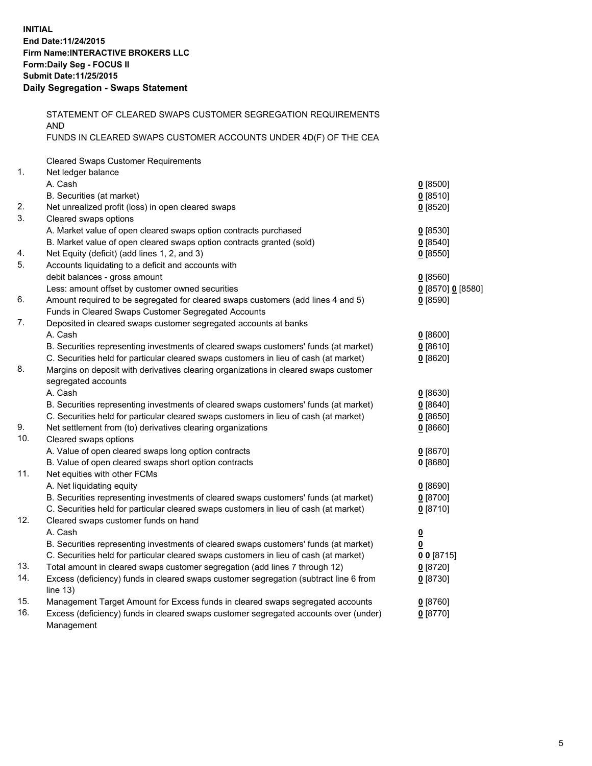**INITIAL**
**End Date:11/24/2015**
**Firm Name:INTERACTIVE BROKERS LLC**
**Form:Daily Seg - FOCUS II**
**Submit Date:11/25/2015**
**Daily Segregation - Swaps Statement**

STATEMENT OF CLEARED SWAPS CUSTOMER SEGREGATION REQUIREMENTS AND FUNDS IN CLEARED SWAPS CUSTOMER ACCOUNTS UNDER 4D(F) OF THE CEA

| | | |
|---|---|---|
| | Cleared Swaps Customer Requirements | |
| 1. | Net ledger balance | |
| | A. Cash | 0 [8500] |
| | B. Securities (at market) | 0 [8510] |
| 2. | Net unrealized profit (loss) in open cleared swaps | 0 [8520] |
| 3. | Cleared swaps options | |
| | A. Market value of open cleared swaps option contracts purchased | 0 [8530] |
| | B. Market value of open cleared swaps option contracts granted (sold) | 0 [8540] |
| 4. | Net Equity (deficit) (add lines 1, 2, and 3) | 0 [8550] |
| 5. | Accounts liquidating to a deficit and accounts with debit balances - gross amount | 0 [8560] |
| | Less: amount offset by customer owned securities | 0 [8570] 0 [8580] |
| 6. | Amount required to be segregated for cleared swaps customers (add lines 4 and 5) | 0 [8590] |
| | Funds in Cleared Swaps Customer Segregated Accounts | |
| 7. | Deposited in cleared swaps customer segregated accounts at banks | |
| | A. Cash | 0 [8600] |
| | B. Securities representing investments of cleared swaps customers' funds (at market) | 0 [8610] |
| | C. Securities held for particular cleared swaps customers in lieu of cash (at market) | 0 [8620] |
| 8. | Margins on deposit with derivatives clearing organizations in cleared swaps customer segregated accounts | |
| | A. Cash | 0 [8630] |
| | B. Securities representing investments of cleared swaps customers' funds (at market) | 0 [8640] |
| | C. Securities held for particular cleared swaps customers in lieu of cash (at market) | 0 [8650] |
| 9. | Net settlement from (to) derivatives clearing organizations | 0 [8660] |
| 10. | Cleared swaps options | |
| | A. Value of open cleared swaps long option contracts | 0 [8670] |
| | B. Value of open cleared swaps short option contracts | 0 [8680] |
| 11. | Net equities with other FCMs | |
| | A. Net liquidating equity | 0 [8690] |
| | B. Securities representing investments of cleared swaps customers' funds (at market) | 0 [8700] |
| | C. Securities held for particular cleared swaps customers in lieu of cash (at market) | 0 [8710] |
| 12. | Cleared swaps customer funds on hand | |
| | A. Cash | 0 |
| | B. Securities representing investments of cleared swaps customers' funds (at market) | 0 |
| | C. Securities held for particular cleared swaps customers in lieu of cash (at market) | 0 0 [8715] |
| 13. | Total amount in cleared swaps customer segregation (add lines 7 through 12) | 0 [8720] |
| 14. | Excess (deficiency) funds in cleared swaps customer segregation (subtract line 6 from line 13) | 0 [8730] |
| 15. | Management Target Amount for Excess funds in cleared swaps segregated accounts | 0 [8760] |
| 16. | Excess (deficiency) funds in cleared swaps customer segregated accounts over (under) Management | 0 [8770] |